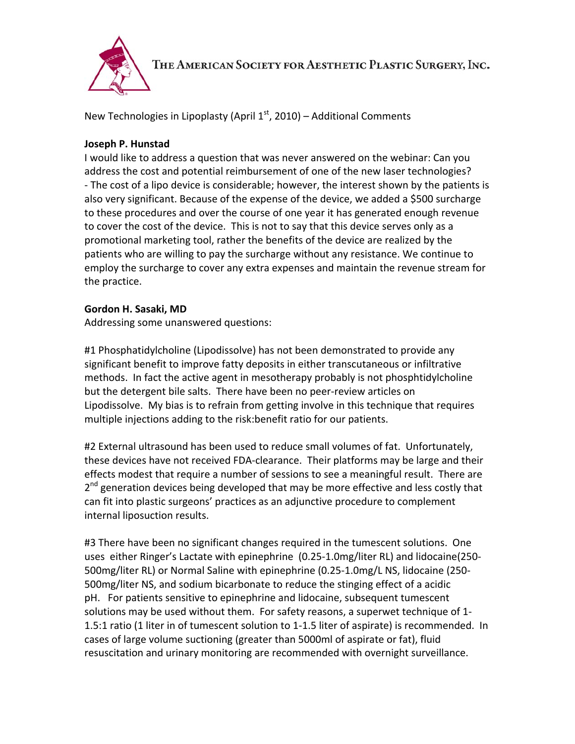THE AMERICAN SOCIETY FOR AESTHETIC PLASTIC SURGERY, INC.

New Technologies in Lipoplasty (April 1st, 2010) – Additional Comments

**Joseph P. Hunstad**

I would like to address a question that was never answered on the webinar: Can you address the cost and potential reimbursement of one of the new laser technologies?
- The cost of a lipo device is considerable; however, the interest shown by the patients is also very significant. Because of the expense of the device, we added a $500 surcharge to these procedures and over the course of one year it has generated enough revenue to cover the cost of the device. This is not to say that this device serves only as a promotional marketing tool, rather the benefits of the device are realized by the patients who are willing to pay the surcharge without any resistance. We continue to employ the surcharge to cover any extra expenses and maintain the revenue stream for the practice.

**Gordon H. Sasaki, MD**

Addressing some unanswered questions:

#1 Phosphatidylcholine (Lipodissolve) has not been demonstrated to provide any significant benefit to improve fatty deposits in either transcutaneous or infiltrative methods. In fact the active agent in mesotherapy probably is not phosphtidylcholine but the detergent bile salts. There have been no peer-review articles on Lipodissolve. My bias is to refrain from getting involve in this technique that requires multiple injections adding to the risk:benefit ratio for our patients.

#2 External ultrasound has been used to reduce small volumes of fat. Unfortunately, these devices have not received FDA-clearance. Their platforms may be large and their effects modest that require a number of sessions to see a meaningful result. There are 2nd generation devices being developed that may be more effective and less costly that can fit into plastic surgeons' practices as an adjunctive procedure to complement internal liposuction results.

#3 There have been no significant changes required in the tumescent solutions. One uses either Ringer's Lactate with epinephrine (0.25-1.0mg/liter RL) and lidocaine(250-500mg/liter RL) or Normal Saline with epinephrine (0.25-1.0mg/L NS, lidocaine (250-500mg/liter NS, and sodium bicarbonate to reduce the stinging effect of a acidic pH. For patients sensitive to epinephrine and lidocaine, subsequent tumescent solutions may be used without them. For safety reasons, a superwet technique of 1-1.5:1 ratio (1 liter in of tumescent solution to 1-1.5 liter of aspirate) is recommended. In cases of large volume suctioning (greater than 5000ml of aspirate or fat), fluid resuscitation and urinary monitoring are recommended with overnight surveillance.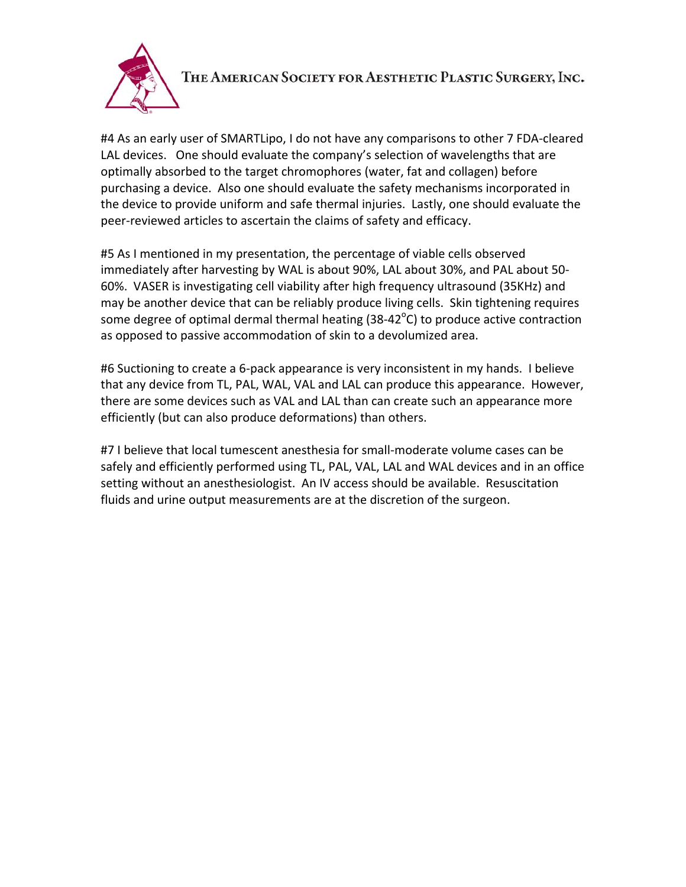#4 As an early user of SMARTLipo, I do not have any comparisons to other 7 FDA-cleared LAL devices. One should evaluate the company's selection of wavelengths that are optimally absorbed to the target chromophores (water, fat and collagen) before purchasing a device. Also one should evaluate the safety mechanisms incorporated in the device to provide uniform and safe thermal injuries. Lastly, one should evaluate the peer-reviewed articles to ascertain the claims of safety and efficacy.

#5 As I mentioned in my presentation, the percentage of viable cells observed immediately after harvesting by WAL is about 90%, LAL about 30%, and PAL about 50-60%. VASER is investigating cell viability after high frequency ultrasound (35KHz) and may be another device that can be reliably produce living cells. Skin tightening requires some degree of optimal dermal thermal heating (38-42$^{o}$C) to produce active contraction as opposed to passive accommodation of skin to a devolumized area.

#6 Suctioning to create a 6-pack appearance is very inconsistent in my hands. I believe that any device from TL, PAL, WAL, VAL and LAL can produce this appearance. However, there are some devices such as VAL and LAL than can create such an appearance more efficiently (but can also produce deformations) than others.

#7 I believe that local tumescent anesthesia for small-moderate volume cases can be safely and efficiently performed using TL, PAL, VAL, LAL and WAL devices and in an office setting without an anesthesiologist. An IV access should be available. Resuscitation fluids and urine output measurements are at the discretion of the surgeon.